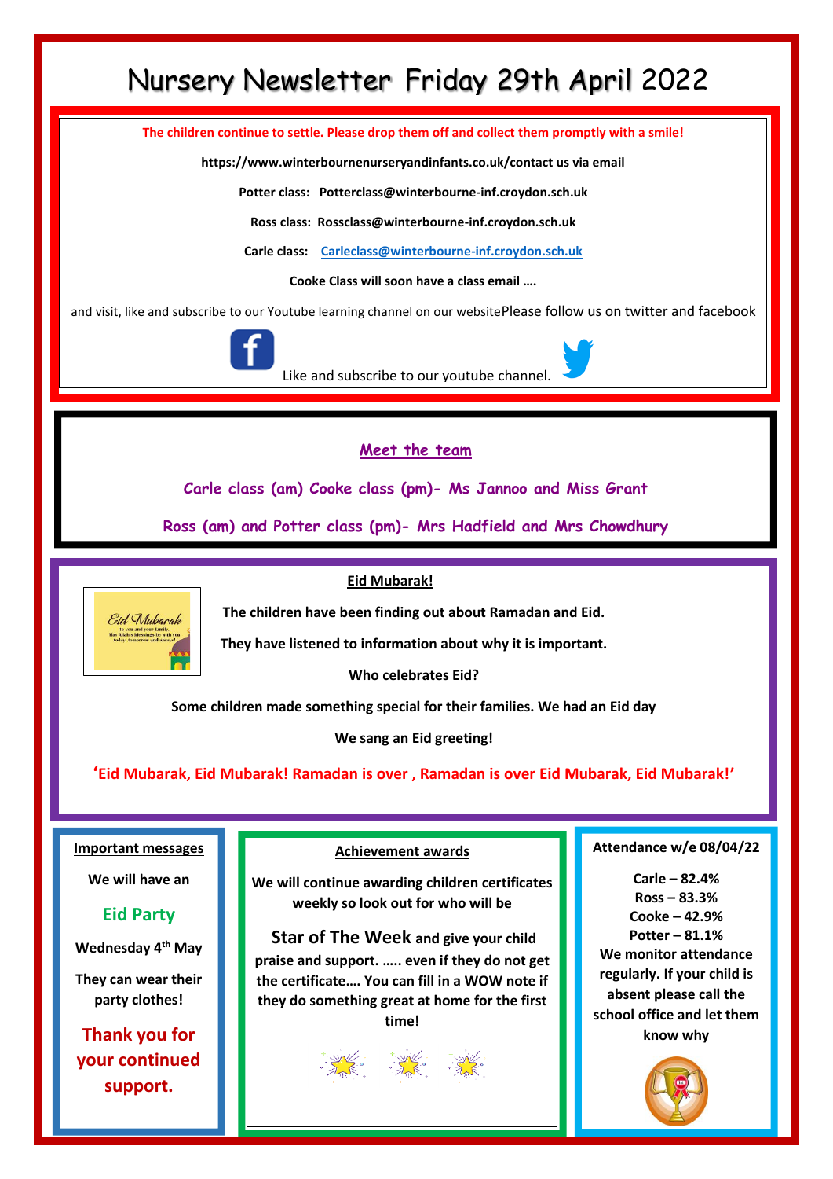# Nursery Newsletter Friday 29th April 2022

**The children continue to settle. Please drop them off and collect them promptly with a smile!**

**https://www.winterbournenurseryandinfants.co.uk/contact us via email**

**Potter class: Potterclass@winterbourne-inf.croydon.sch.uk**

**Ross class: Rossclass@winterbourne-inf.croydon.sch.uk**

**Carle class: Carleclass@winterbourne-inf.croydon.sch.uk**

**Cooke Class will soon have a class email ….**

and visit, like and subscribe to our Youtube learning channel on our website Please follow us on twitter and facebook

Like and subscribe to our youtube channel.

## Meet the team

**Carle class (am) Cooke class (pm)- Ms Jannoo and Miss Grant**

**Ross (am) and Potter class (pm)- Mrs Hadfield and Mrs Chowdhury**

## Eid Mubarak!

Eid Mubarak
to you and your family.
May Allah's blessings be with you
today, tomorrow and always!

**The children have been finding out about Ramadan and Eid.**

**They have listened to information about why it is important.**

**Who celebrates Eid?**

**Some children made something special for their families. We had an Eid day**

**We sang an Eid greeting!**

**'Eid Mubarak, Eid Mubarak! Ramadan is over , Ramadan is over Eid Mubarak, Eid Mubarak!'**

### Important messages

**We will have an**

**Eid Party**

**Wednesday 4th May**

**They can wear their party clothes!**

**Thank you for your continued support.**

### Achievement awards

**We will continue awarding children certificates weekly so look out for who will be**

**Star of The Week and give your child praise and support. ….. even if they do not get the certificate…. You can fill in a WOW note if they do something great at home for the first time!**

### Attendance w/e 08/04/22

**Carle – 82.4%**
**Ross – 83.3%**
**Cooke – 42.9%**
**Potter – 81.1%**

**We monitor attendance regularly. If your child is absent please call the school office and let them know why**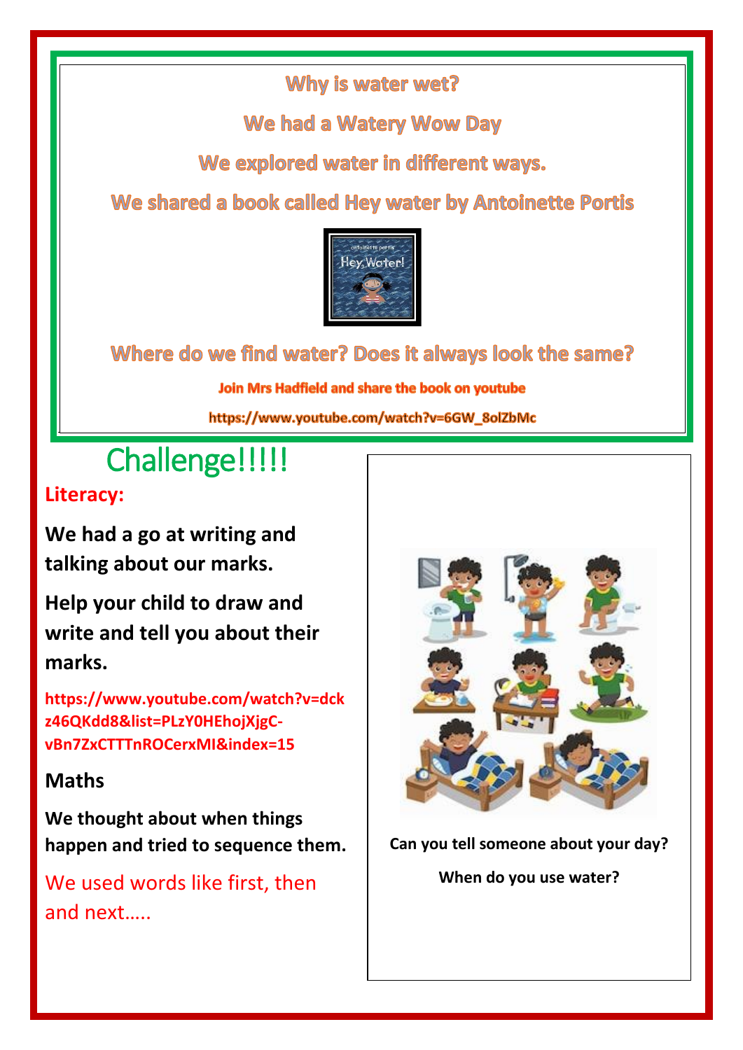# Why is water wet?

## We had a Watery Wow Day

We explored water in different ways.

We shared a book called Hey water by Antoinette Portis

Where do we find water? Does it always look the same?

**Join Mrs Hadfield and share the book on youtube**

**https://www.youtube.com/watch?v=6GW_8olZbMc**

# Challenge!!!!!

**Literacy:**

**We had a go at writing and talking about our marks.**

**Help your child to draw and write and tell you about their marks.**

**https://www.youtube.com/watch?v=dckz46QKdd8&list=PLzY0HEhojXjgC-vBn7ZxCTTTnROCerxMI&index=15**

**Maths**

**We thought about when things happen and tried to sequence them.**

We used words like first, then and next…..

**Can you tell someone about your day?**

**When do you use water?**